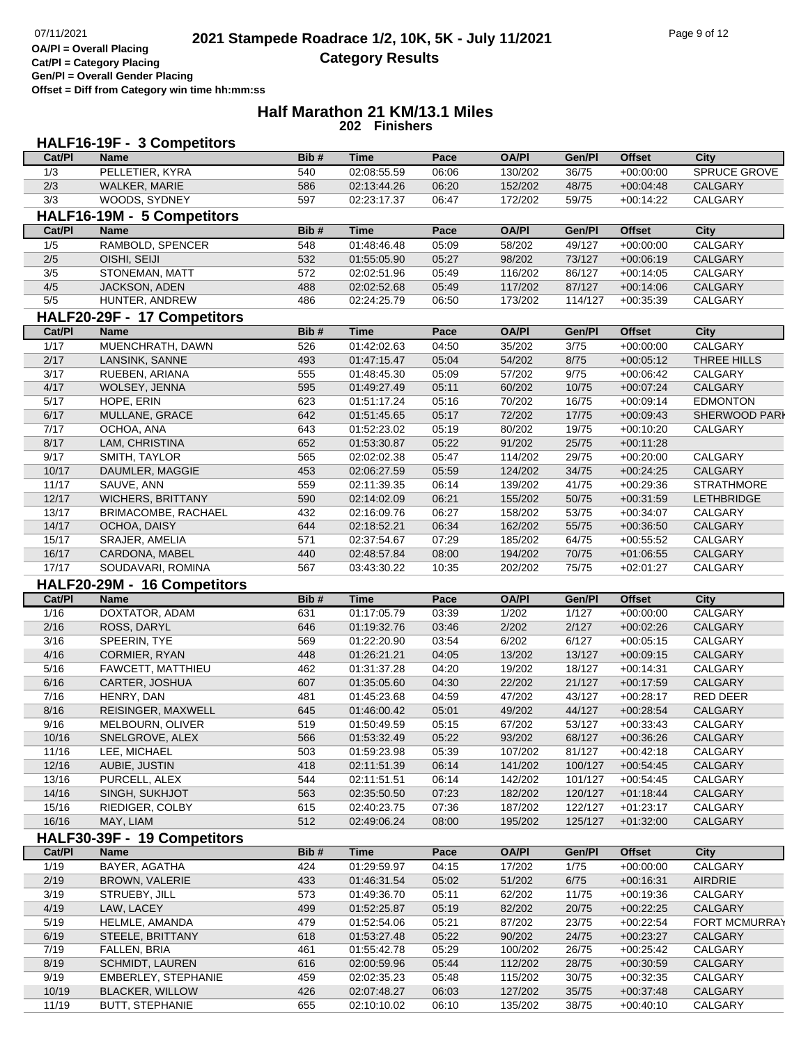# 2021 Stampede Roadrace 1/2, 10K, 5K - July 11/2021

## Category Results

OA/Pl = Overall Placing
Cat/Pl = Category Placing
Gen/Pl = Overall Gender Placing
Offset = Diff from Category win time hh:mm:ss

## Half Marathon 21 KM/13.1 Miles

**202 Finishers**

### HALF16-19F - 3 Competitors

| Cat/Pl | Name | Bib # | Time | Pace | OA/Pl | Gen/Pl | Offset | City |
|---|---|---|---|---|---|---|---|---|
| 1/3 | PELLETIER, KYRA | 540 | 02:08:55.59 | 06:06 | 130/202 | 36/75 | +00:00:00 | SPRUCE GROVE |
| 2/3 | WALKER, MARIE | 586 | 02:13:44.26 | 06:20 | 152/202 | 48/75 | +00:04:48 | CALGARY |
| 3/3 | WOODS, SYDNEY | 597 | 02:23:17.37 | 06:47 | 172/202 | 59/75 | +00:14:22 | CALGARY |

### HALF16-19M - 5 Competitors

| Cat/Pl | Name | Bib # | Time | Pace | OA/Pl | Gen/Pl | Offset | City |
|---|---|---|---|---|---|---|---|---|
| 1/5 | RAMBOLD, SPENCER | 548 | 01:48:46.48 | 05:09 | 58/202 | 49/127 | +00:00:00 | CALGARY |
| 2/5 | OISHI, SEIJI | 532 | 01:55:05.90 | 05:27 | 98/202 | 73/127 | +00:06:19 | CALGARY |
| 3/5 | STONEMAN, MATT | 572 | 02:02:51.96 | 05:49 | 116/202 | 86/127 | +00:14:05 | CALGARY |
| 4/5 | JACKSON, ADEN | 488 | 02:02:52.68 | 05:49 | 117/202 | 87/127 | +00:14:06 | CALGARY |
| 5/5 | HUNTER, ANDREW | 486 | 02:24:25.79 | 06:50 | 173/202 | 114/127 | +00:35:39 | CALGARY |

### HALF20-29F - 17 Competitors

| Cat/Pl | Name | Bib # | Time | Pace | OA/Pl | Gen/Pl | Offset | City |
|---|---|---|---|---|---|---|---|---|
| 1/17 | MUENCHRATH, DAWN | 526 | 01:42:02.63 | 04:50 | 35/202 | 3/75 | +00:00:00 | CALGARY |
| 2/17 | LANSINK, SANNE | 493 | 01:47:15.47 | 05:04 | 54/202 | 8/75 | +00:05:12 | THREE HILLS |
| 3/17 | RUEBEN, ARIANA | 555 | 01:48:45.30 | 05:09 | 57/202 | 9/75 | +00:06:42 | CALGARY |
| 4/17 | WOLSEY, JENNA | 595 | 01:49:27.49 | 05:11 | 60/202 | 10/75 | +00:07:24 | CALGARY |
| 5/17 | HOPE, ERIN | 623 | 01:51:17.24 | 05:16 | 70/202 | 16/75 | +00:09:14 | EDMONTON |
| 6/17 | MULLANE, GRACE | 642 | 01:51:45.65 | 05:17 | 72/202 | 17/75 | +00:09:43 | SHERWOOD PARK |
| 7/17 | OCHOA, ANA | 643 | 01:52:23.02 | 05:19 | 80/202 | 19/75 | +00:10:20 | CALGARY |
| 8/17 | LAM, CHRISTINA | 652 | 01:53:30.87 | 05:22 | 91/202 | 25/75 | +00:11:28 | |
| 9/17 | SMITH, TAYLOR | 565 | 02:02:02.38 | 05:47 | 114/202 | 29/75 | +00:20:00 | CALGARY |
| 10/17 | DAUMLER, MAGGIE | 453 | 02:06:27.59 | 05:59 | 124/202 | 34/75 | +00:24:25 | CALGARY |
| 11/17 | SAUVE, ANN | 559 | 02:11:39.35 | 06:14 | 139/202 | 41/75 | +00:29:36 | STRATHMORE |
| 12/17 | WICHERS, BRITTANY | 590 | 02:14:02.09 | 06:21 | 155/202 | 50/75 | +00:31:59 | LETHBRIDGE |
| 13/17 | BRIMACOMBE, RACHAEL | 432 | 02:16:09.76 | 06:27 | 158/202 | 53/75 | +00:34:07 | CALGARY |
| 14/17 | OCHOA, DAISY | 644 | 02:18:52.21 | 06:34 | 162/202 | 55/75 | +00:36:50 | CALGARY |
| 15/17 | SRAJER, AMELIA | 571 | 02:37:54.67 | 07:29 | 185/202 | 64/75 | +00:55:52 | CALGARY |
| 16/17 | CARDONA, MABEL | 440 | 02:48:57.84 | 08:00 | 194/202 | 70/75 | +01:06:55 | CALGARY |
| 17/17 | SOUDAVARI, ROMINA | 567 | 03:43:30.22 | 10:35 | 202/202 | 75/75 | +02:01:27 | CALGARY |

### HALF20-29M - 16 Competitors

| Cat/Pl | Name | Bib # | Time | Pace | OA/Pl | Gen/Pl | Offset | City |
|---|---|---|---|---|---|---|---|---|
| 1/16 | DOXTATOR, ADAM | 631 | 01:17:05.79 | 03:39 | 1/202 | 1/127 | +00:00:00 | CALGARY |
| 2/16 | ROSS, DARYL | 646 | 01:19:32.76 | 03:46 | 2/202 | 2/127 | +00:02:26 | CALGARY |
| 3/16 | SPEERIN, TYE | 569 | 01:22:20.90 | 03:54 | 6/202 | 6/127 | +00:05:15 | CALGARY |
| 4/16 | CORMIER, RYAN | 448 | 01:26:21.21 | 04:05 | 13/202 | 13/127 | +00:09:15 | CALGARY |
| 5/16 | FAWCETT, MATTHIEU | 462 | 01:31:37.28 | 04:20 | 19/202 | 18/127 | +00:14:31 | CALGARY |
| 6/16 | CARTER, JOSHUA | 607 | 01:35:05.60 | 04:30 | 22/202 | 21/127 | +00:17:59 | CALGARY |
| 7/16 | HENRY, DAN | 481 | 01:45:23.68 | 04:59 | 47/202 | 43/127 | +00:28:17 | RED DEER |
| 8/16 | REISINGER, MAXWELL | 645 | 01:46:00.42 | 05:01 | 49/202 | 44/127 | +00:28:54 | CALGARY |
| 9/16 | MELBOURN, OLIVER | 519 | 01:50:49.59 | 05:15 | 67/202 | 53/127 | +00:33:43 | CALGARY |
| 10/16 | SNELGROVE, ALEX | 566 | 01:53:32.49 | 05:22 | 93/202 | 68/127 | +00:36:26 | CALGARY |
| 11/16 | LEE, MICHAEL | 503 | 01:59:23.98 | 05:39 | 107/202 | 81/127 | +00:42:18 | CALGARY |
| 12/16 | AUBIE, JUSTIN | 418 | 02:11:51.39 | 06:14 | 141/202 | 100/127 | +00:54:45 | CALGARY |
| 13/16 | PURCELL, ALEX | 544 | 02:11:51.51 | 06:14 | 142/202 | 101/127 | +00:54:45 | CALGARY |
| 14/16 | SINGH, SUKHJOT | 563 | 02:35:50.50 | 07:23 | 182/202 | 120/127 | +01:18:44 | CALGARY |
| 15/16 | RIEDIGER, COLBY | 615 | 02:40:23.75 | 07:36 | 187/202 | 122/127 | +01:23:17 | CALGARY |
| 16/16 | MAY, LIAM | 512 | 02:49:06.24 | 08:00 | 195/202 | 125/127 | +01:32:00 | CALGARY |

### HALF30-39F - 19 Competitors

| Cat/Pl | Name | Bib # | Time | Pace | OA/Pl | Gen/Pl | Offset | City |
|---|---|---|---|---|---|---|---|---|
| 1/19 | BAYER, AGATHA | 424 | 01:29:59.97 | 04:15 | 17/202 | 1/75 | +00:00:00 | CALGARY |
| 2/19 | BROWN, VALERIE | 433 | 01:46:31.54 | 05:02 | 51/202 | 6/75 | +00:16:31 | AIRDRIE |
| 3/19 | STRUEBY, JILL | 573 | 01:49:36.70 | 05:11 | 62/202 | 11/75 | +00:19:36 | CALGARY |
| 4/19 | LAW, LACEY | 499 | 01:52:25.87 | 05:19 | 82/202 | 20/75 | +00:22:25 | CALGARY |
| 5/19 | HELMLE, AMANDA | 479 | 01:52:54.06 | 05:21 | 87/202 | 23/75 | +00:22:54 | FORT MCMURRAY |
| 6/19 | STEELE, BRITTANY | 618 | 01:53:27.48 | 05:22 | 90/202 | 24/75 | +00:23:27 | CALGARY |
| 7/19 | FALLEN, BRIA | 461 | 01:55:42.78 | 05:29 | 100/202 | 26/75 | +00:25:42 | CALGARY |
| 8/19 | SCHMIDT, LAUREN | 616 | 02:00:59.96 | 05:44 | 112/202 | 28/75 | +00:30:59 | CALGARY |
| 9/19 | EMBERLEY, STEPHANIE | 459 | 02:02:35.23 | 05:48 | 115/202 | 30/75 | +00:32:35 | CALGARY |
| 10/19 | BLACKER, WILLOW | 426 | 02:07:48.27 | 06:03 | 127/202 | 35/75 | +00:37:48 | CALGARY |
| 11/19 | BUTT, STEPHANIE | 655 | 02:10:10.02 | 06:10 | 135/202 | 38/75 | +00:40:10 | CALGARY |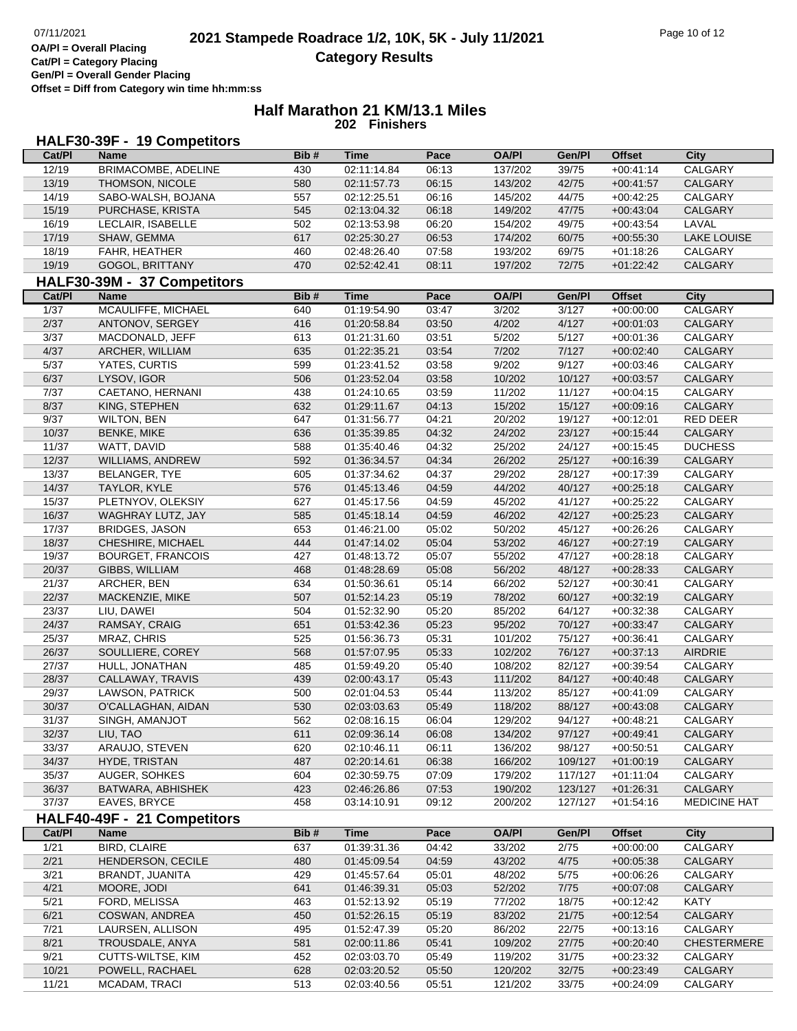OA/Pl = Overall Placing
Cat/Pl = Category Placing
Gen/Pl = Overall Gender Placing
Offset = Diff from Category win time hh:mm:ss

# 2021 Stampede Roadrace 1/2, 10K, 5K - July 11/2021

## Category Results

### Half Marathon 21 KM/13.1 Miles
**202 Finishers**

#### HALF30-39F - 19 Competitors

| Cat/Pl | Name | Bib # | Time | Pace | OA/Pl | Gen/Pl | Offset | City |
|---|---|---|---|---|---|---|---|---|
| 12/19 | BRIMACOMBE, ADELINE | 430 | 02:11:14.84 | 06:13 | 137/202 | 39/75 | +00:41:14 | CALGARY |
| 13/19 | THOMSON, NICOLE | 580 | 02:11:57.73 | 06:15 | 143/202 | 42/75 | +00:41:57 | CALGARY |
| 14/19 | SABO-WALSH, BOJANA | 557 | 02:12:25.51 | 06:16 | 145/202 | 44/75 | +00:42:25 | CALGARY |
| 15/19 | PURCHASE, KRISTA | 545 | 02:13:04.32 | 06:18 | 149/202 | 47/75 | +00:43:04 | CALGARY |
| 16/19 | LECLAIR, ISABELLE | 502 | 02:13:53.98 | 06:20 | 154/202 | 49/75 | +00:43:54 | LAVAL |
| 17/19 | SHAW, GEMMA | 617 | 02:25:30.27 | 06:53 | 174/202 | 60/75 | +00:55:30 | LAKE LOUISE |
| 18/19 | FAHR, HEATHER | 460 | 02:48:26.40 | 07:58 | 193/202 | 69/75 | +01:18:26 | CALGARY |
| 19/19 | GOGOL, BRITTANY | 470 | 02:52:42.41 | 08:11 | 197/202 | 72/75 | +01:22:42 | CALGARY |

#### HALF30-39M - 37 Competitors

| Cat/Pl | Name | Bib # | Time | Pace | OA/Pl | Gen/Pl | Offset | City |
|---|---|---|---|---|---|---|---|---|
| 1/37 | MCAULIFFE, MICHAEL | 640 | 01:19:54.90 | 03:47 | 3/202 | 3/127 | +00:00:00 | CALGARY |
| 2/37 | ANTONOV, SERGEY | 416 | 01:20:58.84 | 03:50 | 4/202 | 4/127 | +00:01:03 | CALGARY |
| 3/37 | MACDONALD, JEFF | 613 | 01:21:31.60 | 03:51 | 5/202 | 5/127 | +00:01:36 | CALGARY |
| 4/37 | ARCHER, WILLIAM | 635 | 01:22:35.21 | 03:54 | 7/202 | 7/127 | +00:02:40 | CALGARY |
| 5/37 | YATES, CURTIS | 599 | 01:23:41.52 | 03:58 | 9/202 | 9/127 | +00:03:46 | CALGARY |
| 6/37 | LYSOV, IGOR | 506 | 01:23:52.04 | 03:58 | 10/202 | 10/127 | +00:03:57 | CALGARY |
| 7/37 | CAETANO, HERNANI | 438 | 01:24:10.65 | 03:59 | 11/202 | 11/127 | +00:04:15 | CALGARY |
| 8/37 | KING, STEPHEN | 632 | 01:29:11.67 | 04:13 | 15/202 | 15/127 | +00:09:16 | CALGARY |
| 9/37 | WILTON, BEN | 647 | 01:31:56.77 | 04:21 | 20/202 | 19/127 | +00:12:01 | RED DEER |
| 10/37 | BENKE, MIKE | 636 | 01:35:39.85 | 04:32 | 24/202 | 23/127 | +00:15:44 | CALGARY |
| 11/37 | WATT, DAVID | 588 | 01:35:40.46 | 04:32 | 25/202 | 24/127 | +00:15:45 | DUCHESS |
| 12/37 | WILLIAMS, ANDREW | 592 | 01:36:34.57 | 04:34 | 26/202 | 25/127 | +00:16:39 | CALGARY |
| 13/37 | BELANGER, TYE | 605 | 01:37:34.62 | 04:37 | 29/202 | 28/127 | +00:17:39 | CALGARY |
| 14/37 | TAYLOR, KYLE | 576 | 01:45:13.46 | 04:59 | 44/202 | 40/127 | +00:25:18 | CALGARY |
| 15/37 | PLETNYOV, OLEKSIY | 627 | 01:45:17.56 | 04:59 | 45/202 | 41/127 | +00:25:22 | CALGARY |
| 16/37 | WAGHRAY LUTZ, JAY | 585 | 01:45:18.14 | 04:59 | 46/202 | 42/127 | +00:25:23 | CALGARY |
| 17/37 | BRIDGES, JASON | 653 | 01:46:21.00 | 05:02 | 50/202 | 45/127 | +00:26:26 | CALGARY |
| 18/37 | CHESHIRE, MICHAEL | 444 | 01:47:14.02 | 05:04 | 53/202 | 46/127 | +00:27:19 | CALGARY |
| 19/37 | BOURGET, FRANCOIS | 427 | 01:48:13.72 | 05:07 | 55/202 | 47/127 | +00:28:18 | CALGARY |
| 20/37 | GIBBS, WILLIAM | 468 | 01:48:28.69 | 05:08 | 56/202 | 48/127 | +00:28:33 | CALGARY |
| 21/37 | ARCHER, BEN | 634 | 01:50:36.61 | 05:14 | 66/202 | 52/127 | +00:30:41 | CALGARY |
| 22/37 | MACKENZIE, MIKE | 507 | 01:52:14.23 | 05:19 | 78/202 | 60/127 | +00:32:19 | CALGARY |
| 23/37 | LIU, DAWEI | 504 | 01:52:32.90 | 05:20 | 85/202 | 64/127 | +00:32:38 | CALGARY |
| 24/37 | RAMSAY, CRAIG | 651 | 01:53:42.36 | 05:23 | 95/202 | 70/127 | +00:33:47 | CALGARY |
| 25/37 | MRAZ, CHRIS | 525 | 01:56:36.73 | 05:31 | 101/202 | 75/127 | +00:36:41 | CALGARY |
| 26/37 | SOULLIERE, COREY | 568 | 01:57:07.95 | 05:33 | 102/202 | 76/127 | +00:37:13 | AIRDRIE |
| 27/37 | HULL, JONATHAN | 485 | 01:59:49.20 | 05:40 | 108/202 | 82/127 | +00:39:54 | CALGARY |
| 28/37 | CALLAWAY, TRAVIS | 439 | 02:00:43.17 | 05:43 | 111/202 | 84/127 | +00:40:48 | CALGARY |
| 29/37 | LAWSON, PATRICK | 500 | 02:01:04.53 | 05:44 | 113/202 | 85/127 | +00:41:09 | CALGARY |
| 30/37 | O'CALLAGHAN, AIDAN | 530 | 02:03:03.63 | 05:49 | 118/202 | 88/127 | +00:43:08 | CALGARY |
| 31/37 | SINGH, AMANJOT | 562 | 02:08:16.15 | 06:04 | 129/202 | 94/127 | +00:48:21 | CALGARY |
| 32/37 | LIU, TAO | 611 | 02:09:36.14 | 06:08 | 134/202 | 97/127 | +00:49:41 | CALGARY |
| 33/37 | ARAUJO, STEVEN | 620 | 02:10:46.11 | 06:11 | 136/202 | 98/127 | +00:50:51 | CALGARY |
| 34/37 | HYDE, TRISTAN | 487 | 02:20:14.61 | 06:38 | 166/202 | 109/127 | +01:00:19 | CALGARY |
| 35/37 | AUGER, SOHKES | 604 | 02:30:59.75 | 07:09 | 179/202 | 117/127 | +01:11:04 | CALGARY |
| 36/37 | BATWARA, ABHISHEK | 423 | 02:46:26.86 | 07:53 | 190/202 | 123/127 | +01:26:31 | CALGARY |
| 37/37 | EAVES, BRYCE | 458 | 03:14:10.91 | 09:12 | 200/202 | 127/127 | +01:54:16 | MEDICINE HAT |

#### HALF40-49F - 21 Competitors

| Cat/Pl | Name | Bib # | Time | Pace | OA/Pl | Gen/Pl | Offset | City |
|---|---|---|---|---|---|---|---|---|
| 1/21 | BIRD, CLAIRE | 637 | 01:39:31.36 | 04:42 | 33/202 | 2/75 | +00:00:00 | CALGARY |
| 2/21 | HENDERSON, CECILE | 480 | 01:45:09.54 | 04:59 | 43/202 | 4/75 | +00:05:38 | CALGARY |
| 3/21 | BRANDT, JUANITA | 429 | 01:45:57.64 | 05:01 | 48/202 | 5/75 | +00:06:26 | CALGARY |
| 4/21 | MOORE, JODI | 641 | 01:46:39.31 | 05:03 | 52/202 | 7/75 | +00:07:08 | CALGARY |
| 5/21 | FORD, MELISSA | 463 | 01:52:13.92 | 05:19 | 77/202 | 18/75 | +00:12:42 | KATY |
| 6/21 | COSWAN, ANDREA | 450 | 01:52:26.15 | 05:19 | 83/202 | 21/75 | +00:12:54 | CALGARY |
| 7/21 | LAURSEN, ALLISON | 495 | 01:52:47.39 | 05:20 | 86/202 | 22/75 | +00:13:16 | CALGARY |
| 8/21 | TROUSDALE, ANYA | 581 | 02:00:11.86 | 05:41 | 109/202 | 27/75 | +00:20:40 | CHESTERMERE |
| 9/21 | CUTTS-WILTSE, KIM | 452 | 02:03:03.70 | 05:49 | 119/202 | 31/75 | +00:23:32 | CALGARY |
| 10/21 | POWELL, RACHAEL | 628 | 02:03:20.52 | 05:50 | 120/202 | 32/75 | +00:23:49 | CALGARY |
| 11/21 | MCADAM, TRACI | 513 | 02:03:40.56 | 05:51 | 121/202 | 33/75 | +00:24:09 | CALGARY |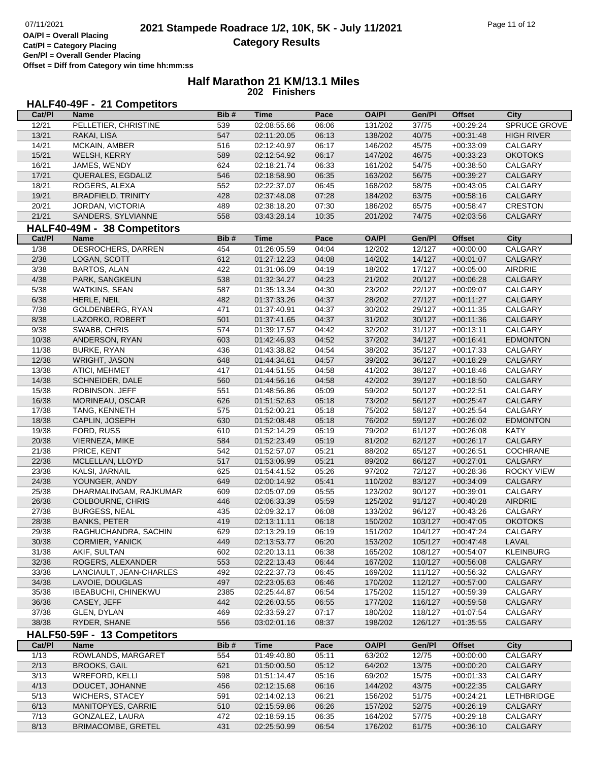OA/Pl = Overall Placing
Cat/Pl = Category Placing
Gen/Pl = Overall Gender Placing
Offset = Diff from Category win time hh:mm:ss

# 2021 Stampede Roadrace 1/2, 10K, 5K - July 11/2021
## Category Results

## Half Marathon 21 KM/13.1 Miles
**202 Finishers**

### HALF40-49F - 21 Competitors

| Cat/Pl | Name | Bib # | Time | Pace | OA/Pl | Gen/Pl | Offset | City |
|---|---|---|---|---|---|---|---|---|
| 12/21 | PELLETIER, CHRISTINE | 539 | 02:08:55.66 | 06:06 | 131/202 | 37/75 | +00:29:24 | SPRUCE GROVE |
| 13/21 | RAKAI, LISA | 547 | 02:11:20.05 | 06:13 | 138/202 | 40/75 | +00:31:48 | HIGH RIVER |
| 14/21 | MCKAIN, AMBER | 516 | 02:12:40.97 | 06:17 | 146/202 | 45/75 | +00:33:09 | CALGARY |
| 15/21 | WELSH, KERRY | 589 | 02:12:54.92 | 06:17 | 147/202 | 46/75 | +00:33:23 | OKOTOKS |
| 16/21 | JAMES, WENDY | 624 | 02:18:21.74 | 06:33 | 161/202 | 54/75 | +00:38:50 | CALGARY |
| 17/21 | QUERALES, EGDALIZ | 546 | 02:18:58.90 | 06:35 | 163/202 | 56/75 | +00:39:27 | CALGARY |
| 18/21 | ROGERS, ALEXA | 552 | 02:22:37.07 | 06:45 | 168/202 | 58/75 | +00:43:05 | CALGARY |
| 19/21 | BRADFIELD, TRINITY | 428 | 02:37:48.08 | 07:28 | 184/202 | 63/75 | +00:58:16 | CALGARY |
| 20/21 | JORDAN, VICTORIA | 489 | 02:38:18.20 | 07:30 | 186/202 | 65/75 | +00:58:47 | CRESTON |
| 21/21 | SANDERS, SYLVIANNE | 558 | 03:43:28.14 | 10:35 | 201/202 | 74/75 | +02:03:56 | CALGARY |

### HALF40-49M - 38 Competitors

| Cat/Pl | Name | Bib # | Time | Pace | OA/Pl | Gen/Pl | Offset | City |
|---|---|---|---|---|---|---|---|---|
| 1/38 | DESROCHERS, DARREN | 454 | 01:26:05.59 | 04:04 | 12/202 | 12/127 | +00:00:00 | CALGARY |
| 2/38 | LOGAN, SCOTT | 612 | 01:27:12.23 | 04:08 | 14/202 | 14/127 | +00:01:07 | CALGARY |
| 3/38 | BARTOS, ALAN | 422 | 01:31:06.09 | 04:19 | 18/202 | 17/127 | +00:05:00 | AIRDRIE |
| 4/38 | PARK, SANGKEUN | 538 | 01:32:34.27 | 04:23 | 21/202 | 20/127 | +00:06:28 | CALGARY |
| 5/38 | WATKINS, SEAN | 587 | 01:35:13.34 | 04:30 | 23/202 | 22/127 | +00:09:07 | CALGARY |
| 6/38 | HERLE, NEIL | 482 | 01:37:33.26 | 04:37 | 28/202 | 27/127 | +00:11:27 | CALGARY |
| 7/38 | GOLDENBERG, RYAN | 471 | 01:37:40.91 | 04:37 | 30/202 | 29/127 | +00:11:35 | CALGARY |
| 8/38 | LAZORKO, ROBERT | 501 | 01:37:41.65 | 04:37 | 31/202 | 30/127 | +00:11:36 | CALGARY |
| 9/38 | SWABB, CHRIS | 574 | 01:39:17.57 | 04:42 | 32/202 | 31/127 | +00:13:11 | CALGARY |
| 10/38 | ANDERSON, RYAN | 603 | 01:42:46.93 | 04:52 | 37/202 | 34/127 | +00:16:41 | EDMONTON |
| 11/38 | BURKE, RYAN | 436 | 01:43:38.82 | 04:54 | 38/202 | 35/127 | +00:17:33 | CALGARY |
| 12/38 | WRIGHT, JASON | 648 | 01:44:34.61 | 04:57 | 39/202 | 36/127 | +00:18:29 | CALGARY |
| 13/38 | ATICI, MEHMET | 417 | 01:44:51.55 | 04:58 | 41/202 | 38/127 | +00:18:46 | CALGARY |
| 14/38 | SCHNEIDER, DALE | 560 | 01:44:56.16 | 04:58 | 42/202 | 39/127 | +00:18:50 | CALGARY |
| 15/38 | ROBINSON, JEFF | 551 | 01:48:56.86 | 05:09 | 59/202 | 50/127 | +00:22:51 | CALGARY |
| 16/38 | MORINEAU, OSCAR | 626 | 01:51:52.63 | 05:18 | 73/202 | 56/127 | +00:25:47 | CALGARY |
| 17/38 | TANG, KENNETH | 575 | 01:52:00.21 | 05:18 | 75/202 | 58/127 | +00:25:54 | CALGARY |
| 18/38 | CAPLIN, JOSEPH | 630 | 01:52:08.48 | 05:18 | 76/202 | 59/127 | +00:26:02 | EDMONTON |
| 19/38 | FORD, RUSS | 610 | 01:52:14.29 | 05:19 | 79/202 | 61/127 | +00:26:08 | KATY |
| 20/38 | VIERNEZA, MIKE | 584 | 01:52:23.49 | 05:19 | 81/202 | 62/127 | +00:26:17 | CALGARY |
| 21/38 | PRICE, KENT | 542 | 01:52:57.07 | 05:21 | 88/202 | 65/127 | +00:26:51 | COCHRANE |
| 22/38 | MCLELLAN, LLOYD | 517 | 01:53:06.99 | 05:21 | 89/202 | 66/127 | +00:27:01 | CALGARY |
| 23/38 | KALSI, JARNAIL | 625 | 01:54:41.52 | 05:26 | 97/202 | 72/127 | +00:28:36 | ROCKY VIEW |
| 24/38 | YOUNGER, ANDY | 649 | 02:00:14.92 | 05:41 | 110/202 | 83/127 | +00:34:09 | CALGARY |
| 25/38 | DHARMALINGAM, RAJKUMAR | 609 | 02:05:07.09 | 05:55 | 123/202 | 90/127 | +00:39:01 | CALGARY |
| 26/38 | COLBOURNE, CHRIS | 446 | 02:06:33.39 | 05:59 | 125/202 | 91/127 | +00:40:28 | AIRDRIE |
| 27/38 | BURGESS, NEAL | 435 | 02:09:32.17 | 06:08 | 133/202 | 96/127 | +00:43:26 | CALGARY |
| 28/38 | BANKS, PETER | 419 | 02:13:11.11 | 06:18 | 150/202 | 103/127 | +00:47:05 | OKOTOKS |
| 29/38 | RAGHUCHANDRA, SACHIN | 629 | 02:13:29.19 | 06:19 | 151/202 | 104/127 | +00:47:24 | CALGARY |
| 30/38 | CORMIER, YANICK | 449 | 02:13:53.77 | 06:20 | 153/202 | 105/127 | +00:47:48 | LAVAL |
| 31/38 | AKIF, SULTAN | 602 | 02:20:13.11 | 06:38 | 165/202 | 108/127 | +00:54:07 | KLEINBURG |
| 32/38 | ROGERS, ALEXANDER | 553 | 02:22:13.43 | 06:44 | 167/202 | 110/127 | +00:56:08 | CALGARY |
| 33/38 | LANCIAULT, JEAN-CHARLES | 492 | 02:22:37.73 | 06:45 | 169/202 | 111/127 | +00:56:32 | CALGARY |
| 34/38 | LAVOIE, DOUGLAS | 497 | 02:23:05.63 | 06:46 | 170/202 | 112/127 | +00:57:00 | CALGARY |
| 35/38 | IBEABUCHI, CHINEKWU | 2385 | 02:25:44.87 | 06:54 | 175/202 | 115/127 | +00:59:39 | CALGARY |
| 36/38 | CASEY, JEFF | 442 | 02:26:03.55 | 06:55 | 177/202 | 116/127 | +00:59:58 | CALGARY |
| 37/38 | GLEN, DYLAN | 469 | 02:33:59.27 | 07:17 | 180/202 | 118/127 | +01:07:54 | CALGARY |
| 38/38 | RYDER, SHANE | 556 | 03:02:01.16 | 08:37 | 198/202 | 126/127 | +01:35:55 | CALGARY |

### HALF50-59F - 13 Competitors

| Cat/Pl | Name | Bib # | Time | Pace | OA/Pl | Gen/Pl | Offset | City |
|---|---|---|---|---|---|---|---|---|
| 1/13 | ROWLANDS, MARGARET | 554 | 01:49:40.80 | 05:11 | 63/202 | 12/75 | +00:00:00 | CALGARY |
| 2/13 | BROOKS, GAIL | 621 | 01:50:00.50 | 05:12 | 64/202 | 13/75 | +00:00:20 | CALGARY |
| 3/13 | WREFORD, KELLI | 598 | 01:51:14.47 | 05:16 | 69/202 | 15/75 | +00:01:33 | CALGARY |
| 4/13 | DOUCET, JOHANNE | 456 | 02:12:15.68 | 06:16 | 144/202 | 43/75 | +00:22:35 | CALGARY |
| 5/13 | WICHERS, STACEY | 591 | 02:14:02.13 | 06:21 | 156/202 | 51/75 | +00:24:21 | LETHBRIDGE |
| 6/13 | MANITOPYES, CARRIE | 510 | 02:15:59.86 | 06:26 | 157/202 | 52/75 | +00:26:19 | CALGARY |
| 7/13 | GONZALEZ, LAURA | 472 | 02:18:59.15 | 06:35 | 164/202 | 57/75 | +00:29:18 | CALGARY |
| 8/13 | BRIMACOMBE, GRETEL | 431 | 02:25:50.99 | 06:54 | 176/202 | 61/75 | +00:36:10 | CALGARY |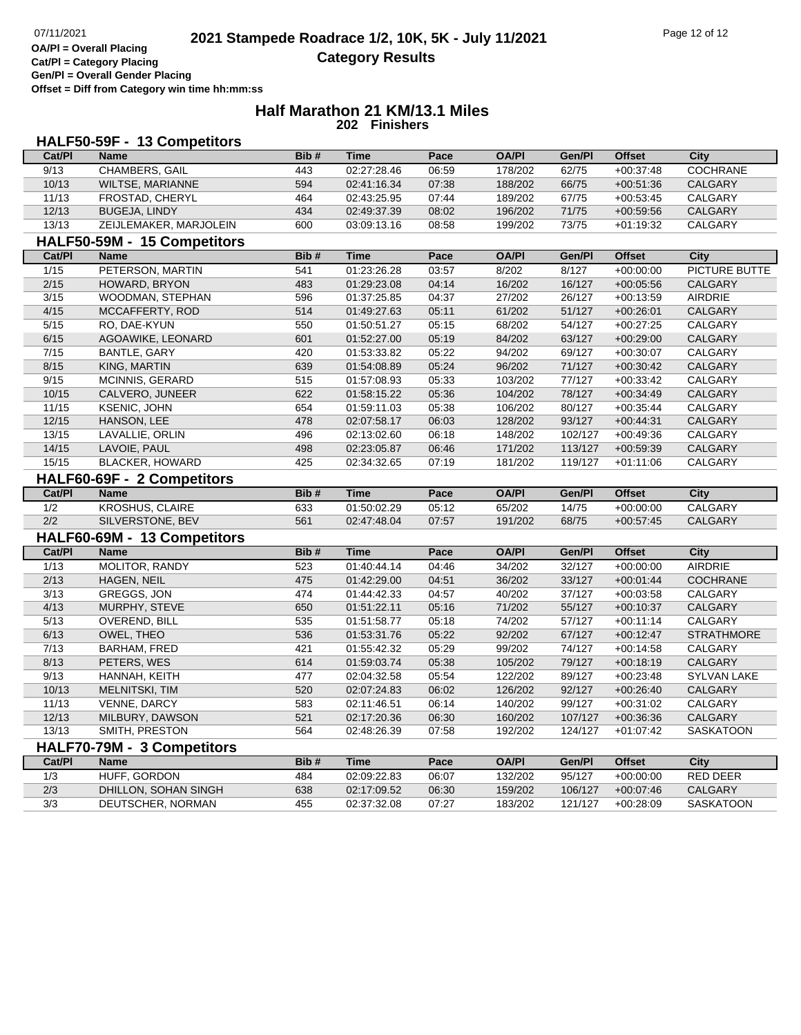# 2021 Stampede Roadrace 1/2, 10K, 5K - July 11/2021

## Category Results

**OA/Pl = Overall Placing**
**Cat/Pl = Category Placing**
**Gen/Pl = Overall Gender Placing**
**Offset = Diff from Category win time hh:mm:ss**

### Half Marathon 21 KM/13.1 Miles
**202 Finishers**

### HALF50-59F - 13 Competitors

| Cat/Pl | Name | Bib # | Time | Pace | OA/Pl | Gen/Pl | Offset | City |
|---|---|---|---|---|---|---|---|---|
| 9/13 | CHAMBERS, GAIL | 443 | 02:27:28.46 | 06:59 | 178/202 | 62/75 | +00:37:48 | COCHRANE |
| 10/13 | WILTSE, MARIANNE | 594 | 02:41:16.34 | 07:38 | 188/202 | 66/75 | +00:51:36 | CALGARY |
| 11/13 | FROSTAD, CHERYL | 464 | 02:43:25.95 | 07:44 | 189/202 | 67/75 | +00:53:45 | CALGARY |
| 12/13 | BUGEJA, LINDY | 434 | 02:49:37.39 | 08:02 | 196/202 | 71/75 | +00:59:56 | CALGARY |
| 13/13 | ZEIJLEMAKER, MARJOLEIN | 600 | 03:09:13.16 | 08:58 | 199/202 | 73/75 | +01:19:32 | CALGARY |

### HALF50-59M - 15 Competitors

| Cat/Pl | Name | Bib # | Time | Pace | OA/Pl | Gen/Pl | Offset | City |
|---|---|---|---|---|---|---|---|---|
| 1/15 | PETERSON, MARTIN | 541 | 01:23:26.28 | 03:57 | 8/202 | 8/127 | +00:00:00 | PICTURE BUTTE |
| 2/15 | HOWARD, BRYON | 483 | 01:29:23.08 | 04:14 | 16/202 | 16/127 | +00:05:56 | CALGARY |
| 3/15 | WOODMAN, STEPHAN | 596 | 01:37:25.85 | 04:37 | 27/202 | 26/127 | +00:13:59 | AIRDRIE |
| 4/15 | MCCAFFERTY, ROD | 514 | 01:49:27.63 | 05:11 | 61/202 | 51/127 | +00:26:01 | CALGARY |
| 5/15 | RO, DAE-KYUN | 550 | 01:50:51.27 | 05:15 | 68/202 | 54/127 | +00:27:25 | CALGARY |
| 6/15 | AGOAWIKE, LEONARD | 601 | 01:52:27.00 | 05:19 | 84/202 | 63/127 | +00:29:00 | CALGARY |
| 7/15 | BANTLE, GARY | 420 | 01:53:33.82 | 05:22 | 94/202 | 69/127 | +00:30:07 | CALGARY |
| 8/15 | KING, MARTIN | 639 | 01:54:08.89 | 05:24 | 96/202 | 71/127 | +00:30:42 | CALGARY |
| 9/15 | MCINNIS, GERARD | 515 | 01:57:08.93 | 05:33 | 103/202 | 77/127 | +00:33:42 | CALGARY |
| 10/15 | CALVERO, JUNEER | 622 | 01:58:15.22 | 05:36 | 104/202 | 78/127 | +00:34:49 | CALGARY |
| 11/15 | KSENIC, JOHN | 654 | 01:59:11.03 | 05:38 | 106/202 | 80/127 | +00:35:44 | CALGARY |
| 12/15 | HANSON, LEE | 478 | 02:07:58.17 | 06:03 | 128/202 | 93/127 | +00:44:31 | CALGARY |
| 13/15 | LAVALLIE, ORLIN | 496 | 02:13:02.60 | 06:18 | 148/202 | 102/127 | +00:49:36 | CALGARY |
| 14/15 | LAVOIE, PAUL | 498 | 02:23:05.87 | 06:46 | 171/202 | 113/127 | +00:59:39 | CALGARY |
| 15/15 | BLACKER, HOWARD | 425 | 02:34:32.65 | 07:19 | 181/202 | 119/127 | +01:11:06 | CALGARY |

### HALF60-69F - 2 Competitors

| Cat/Pl | Name | Bib # | Time | Pace | OA/Pl | Gen/Pl | Offset | City |
|---|---|---|---|---|---|---|---|---|
| 1/2 | KROSHUS, CLAIRE | 633 | 01:50:02.29 | 05:12 | 65/202 | 14/75 | +00:00:00 | CALGARY |
| 2/2 | SILVERSTONE, BEV | 561 | 02:47:48.04 | 07:57 | 191/202 | 68/75 | +00:57:45 | CALGARY |

### HALF60-69M - 13 Competitors

| Cat/Pl | Name | Bib # | Time | Pace | OA/Pl | Gen/Pl | Offset | City |
|---|---|---|---|---|---|---|---|---|
| 1/13 | MOLITOR, RANDY | 523 | 01:40:44.14 | 04:46 | 34/202 | 32/127 | +00:00:00 | AIRDRIE |
| 2/13 | HAGEN, NEIL | 475 | 01:42:29.00 | 04:51 | 36/202 | 33/127 | +00:01:44 | COCHRANE |
| 3/13 | GREGGS, JON | 474 | 01:44:42.33 | 04:57 | 40/202 | 37/127 | +00:03:58 | CALGARY |
| 4/13 | MURPHY, STEVE | 650 | 01:51:22.11 | 05:16 | 71/202 | 55/127 | +00:10:37 | CALGARY |
| 5/13 | OVEREND, BILL | 535 | 01:51:58.77 | 05:18 | 74/202 | 57/127 | +00:11:14 | CALGARY |
| 6/13 | OWEL, THEO | 536 | 01:53:31.76 | 05:22 | 92/202 | 67/127 | +00:12:47 | STRATHMORE |
| 7/13 | BARHAM, FRED | 421 | 01:55:42.32 | 05:29 | 99/202 | 74/127 | +00:14:58 | CALGARY |
| 8/13 | PETERS, WES | 614 | 01:59:03.74 | 05:38 | 105/202 | 79/127 | +00:18:19 | CALGARY |
| 9/13 | HANNAH, KEITH | 477 | 02:04:32.58 | 05:54 | 122/202 | 89/127 | +00:23:48 | SYLVAN LAKE |
| 10/13 | MELNITSKI, TIM | 520 | 02:07:24.83 | 06:02 | 126/202 | 92/127 | +00:26:40 | CALGARY |
| 11/13 | VENNE, DARCY | 583 | 02:11:46.51 | 06:14 | 140/202 | 99/127 | +00:31:02 | CALGARY |
| 12/13 | MILBURY, DAWSON | 521 | 02:17:20.36 | 06:30 | 160/202 | 107/127 | +00:36:36 | CALGARY |
| 13/13 | SMITH, PRESTON | 564 | 02:48:26.39 | 07:58 | 192/202 | 124/127 | +01:07:42 | SASKATOON |

### HALF70-79M - 3 Competitors

| Cat/Pl | Name | Bib # | Time | Pace | OA/Pl | Gen/Pl | Offset | City |
|---|---|---|---|---|---|---|---|---|
| 1/3 | HUFF, GORDON | 484 | 02:09:22.83 | 06:07 | 132/202 | 95/127 | +00:00:00 | RED DEER |
| 2/3 | DHILLON, SOHAN SINGH | 638 | 02:17:09.52 | 06:30 | 159/202 | 106/127 | +00:07:46 | CALGARY |
| 3/3 | DEUTSCHER, NORMAN | 455 | 02:37:32.08 | 07:27 | 183/202 | 121/127 | +00:28:09 | SASKATOON |